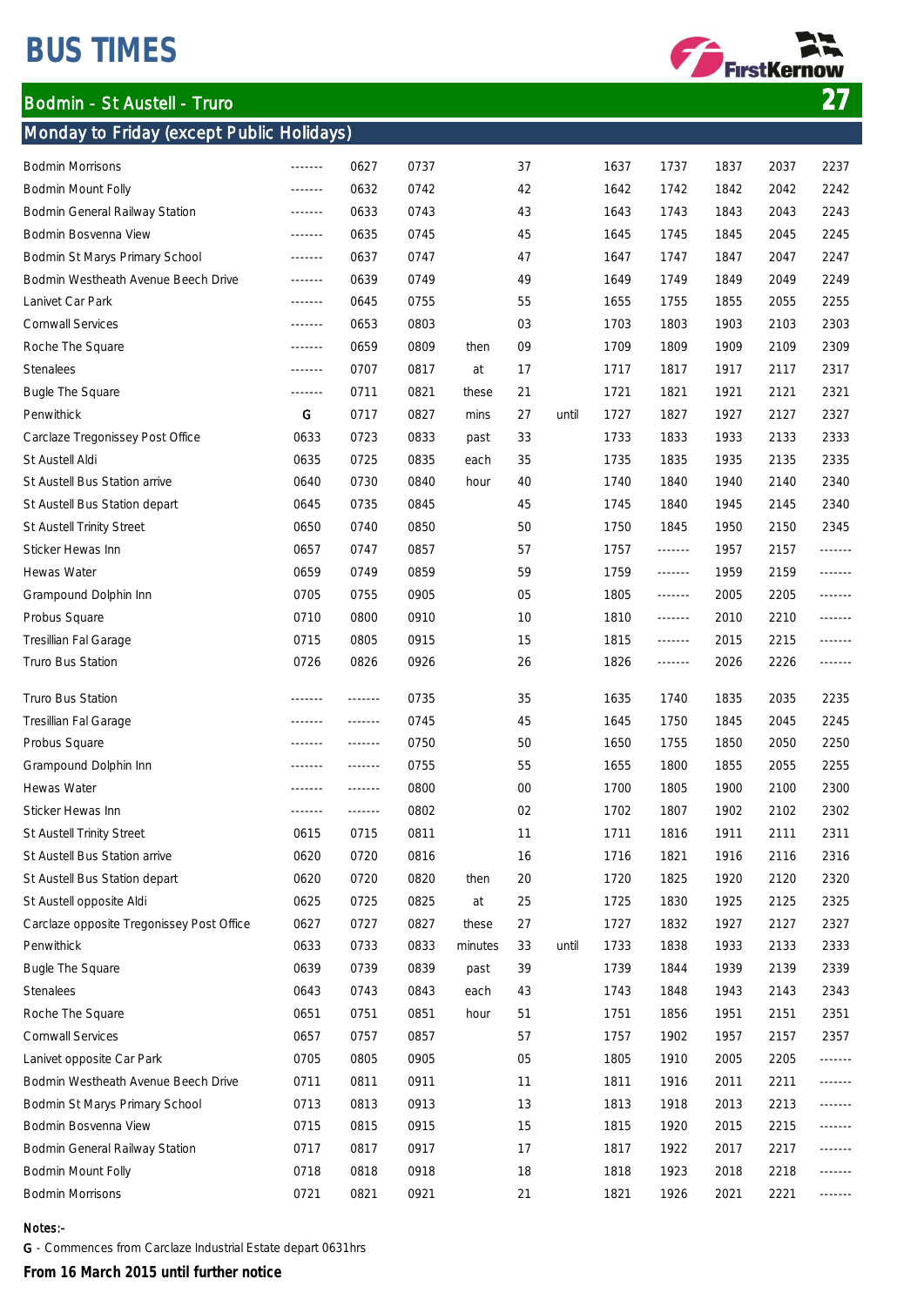# BUS TIMES

FirstKernow

## Bodmin - St Austell - Truro 27

### Monday to Friday (except Public Holidays)

| Stop | | | | | | | | | | | |
|---|---|---|---|---|---|---|---|---|---|---|---|
| Bodmin Morrisons | ------- | 0627 | 0737 | | 37 | | 1637 | 1737 | 1837 | 2037 | 2237 |
| Bodmin Mount Folly | ------- | 0632 | 0742 | | 42 | | 1642 | 1742 | 1842 | 2042 | 2242 |
| Bodmin General Railway Station | ------- | 0633 | 0743 | | 43 | | 1643 | 1743 | 1843 | 2043 | 2243 |
| Bodmin Bosvenna View | ------- | 0635 | 0745 | | 45 | | 1645 | 1745 | 1845 | 2045 | 2245 |
| Bodmin St Marys Primary School | ------- | 0637 | 0747 | | 47 | | 1647 | 1747 | 1847 | 2047 | 2247 |
| Bodmin Westheath Avenue Beech Drive | ------- | 0639 | 0749 | | 49 | | 1649 | 1749 | 1849 | 2049 | 2249 |
| Lanivet Car Park | ------- | 0645 | 0755 | | 55 | | 1655 | 1755 | 1855 | 2055 | 2255 |
| Cornwall Services | ------- | 0653 | 0803 | | 03 | | 1703 | 1803 | 1903 | 2103 | 2303 |
| Roche The Square | ------- | 0659 | 0809 | then | 09 | | 1709 | 1809 | 1909 | 2109 | 2309 |
| Stenalees | ------- | 0707 | 0817 | at | 17 | | 1717 | 1817 | 1917 | 2117 | 2317 |
| Bugle The Square | ------- | 0711 | 0821 | these | 21 | | 1721 | 1821 | 1921 | 2121 | 2321 |
| Penwithick | G | 0717 | 0827 | mins | 27 | until | 1727 | 1827 | 1927 | 2127 | 2327 |
| Carclaze Tregonissey Post Office | 0633 | 0723 | 0833 | past | 33 | | 1733 | 1833 | 1933 | 2133 | 2333 |
| St Austell Aldi | 0635 | 0725 | 0835 | each | 35 | | 1735 | 1835 | 1935 | 2135 | 2335 |
| St Austell Bus Station arrive | 0640 | 0730 | 0840 | hour | 40 | | 1740 | 1840 | 1940 | 2140 | 2340 |
| St Austell Bus Station depart | 0645 | 0735 | 0845 | | 45 | | 1745 | 1840 | 1945 | 2145 | 2340 |
| St Austell Trinity Street | 0650 | 0740 | 0850 | | 50 | | 1750 | 1845 | 1950 | 2150 | 2345 |
| Sticker Hewas Inn | 0657 | 0747 | 0857 | | 57 | | 1757 | ------- | 1957 | 2157 | ------- |
| Hewas Water | 0659 | 0749 | 0859 | | 59 | | 1759 | ------- | 1959 | 2159 | ------- |
| Grampound Dolphin Inn | 0705 | 0755 | 0905 | | 05 | | 1805 | ------- | 2005 | 2205 | ------- |
| Probus Square | 0710 | 0800 | 0910 | | 10 | | 1810 | ------- | 2010 | 2210 | ------- |
| Tresillian Fal Garage | 0715 | 0805 | 0915 | | 15 | | 1815 | ------- | 2015 | 2215 | ------- |
| Truro Bus Station | 0726 | 0826 | 0926 | | 26 | | 1826 | ------- | 2026 | 2226 | ------- |

| Stop | | | | | | | | | | | |
|---|---|---|---|---|---|---|---|---|---|---|---|
| Truro Bus Station | ------- | ------- | 0735 | | 35 | | 1635 | 1740 | 1835 | 2035 | 2235 |
| Tresillian Fal Garage | ------- | ------- | 0745 | | 45 | | 1645 | 1750 | 1845 | 2045 | 2245 |
| Probus Square | ------- | ------- | 0750 | | 50 | | 1650 | 1755 | 1850 | 2050 | 2250 |
| Grampound Dolphin Inn | ------- | ------- | 0755 | | 55 | | 1655 | 1800 | 1855 | 2055 | 2255 |
| Hewas Water | ------- | ------- | 0800 | | 00 | | 1700 | 1805 | 1900 | 2100 | 2300 |
| Sticker Hewas Inn | ------- | ------- | 0802 | | 02 | | 1702 | 1807 | 1902 | 2102 | 2302 |
| St Austell Trinity Street | 0615 | 0715 | 0811 | | 11 | | 1711 | 1816 | 1911 | 2111 | 2311 |
| St Austell Bus Station arrive | 0620 | 0720 | 0816 | | 16 | | 1716 | 1821 | 1916 | 2116 | 2316 |
| St Austell Bus Station depart | 0620 | 0720 | 0820 | then | 20 | | 1720 | 1825 | 1920 | 2120 | 2320 |
| St Austell opposite Aldi | 0625 | 0725 | 0825 | at | 25 | | 1725 | 1830 | 1925 | 2125 | 2325 |
| Carclaze opposite Tregonissey Post Office | 0627 | 0727 | 0827 | these | 27 | | 1727 | 1832 | 1927 | 2127 | 2327 |
| Penwithick | 0633 | 0733 | 0833 | minutes | 33 | until | 1733 | 1838 | 1933 | 2133 | 2333 |
| Bugle The Square | 0639 | 0739 | 0839 | past | 39 | | 1739 | 1844 | 1939 | 2139 | 2339 |
| Stenalees | 0643 | 0743 | 0843 | each | 43 | | 1743 | 1848 | 1943 | 2143 | 2343 |
| Roche The Square | 0651 | 0751 | 0851 | hour | 51 | | 1751 | 1856 | 1951 | 2151 | 2351 |
| Cornwall Services | 0657 | 0757 | 0857 | | 57 | | 1757 | 1902 | 1957 | 2157 | 2357 |
| Lanivet opposite Car Park | 0705 | 0805 | 0905 | | 05 | | 1805 | 1910 | 2005 | 2205 | ------- |
| Bodmin Westheath Avenue Beech Drive | 0711 | 0811 | 0911 | | 11 | | 1811 | 1916 | 2011 | 2211 | ------- |
| Bodmin St Marys Primary School | 0713 | 0813 | 0913 | | 13 | | 1813 | 1918 | 2013 | 2213 | ------- |
| Bodmin Bosvenna View | 0715 | 0815 | 0915 | | 15 | | 1815 | 1920 | 2015 | 2215 | ------- |
| Bodmin General Railway Station | 0717 | 0817 | 0917 | | 17 | | 1817 | 1922 | 2017 | 2217 | ------- |
| Bodmin Mount Folly | 0718 | 0818 | 0918 | | 18 | | 1818 | 1923 | 2018 | 2218 | ------- |
| Bodmin Morrisons | 0721 | 0821 | 0921 | | 21 | | 1821 | 1926 | 2021 | 2221 | ------- |

**Notes:-**

**G** - Commences from Carclaze Industrial Estate depart 0631hrs

**From 16 March 2015 until further notice**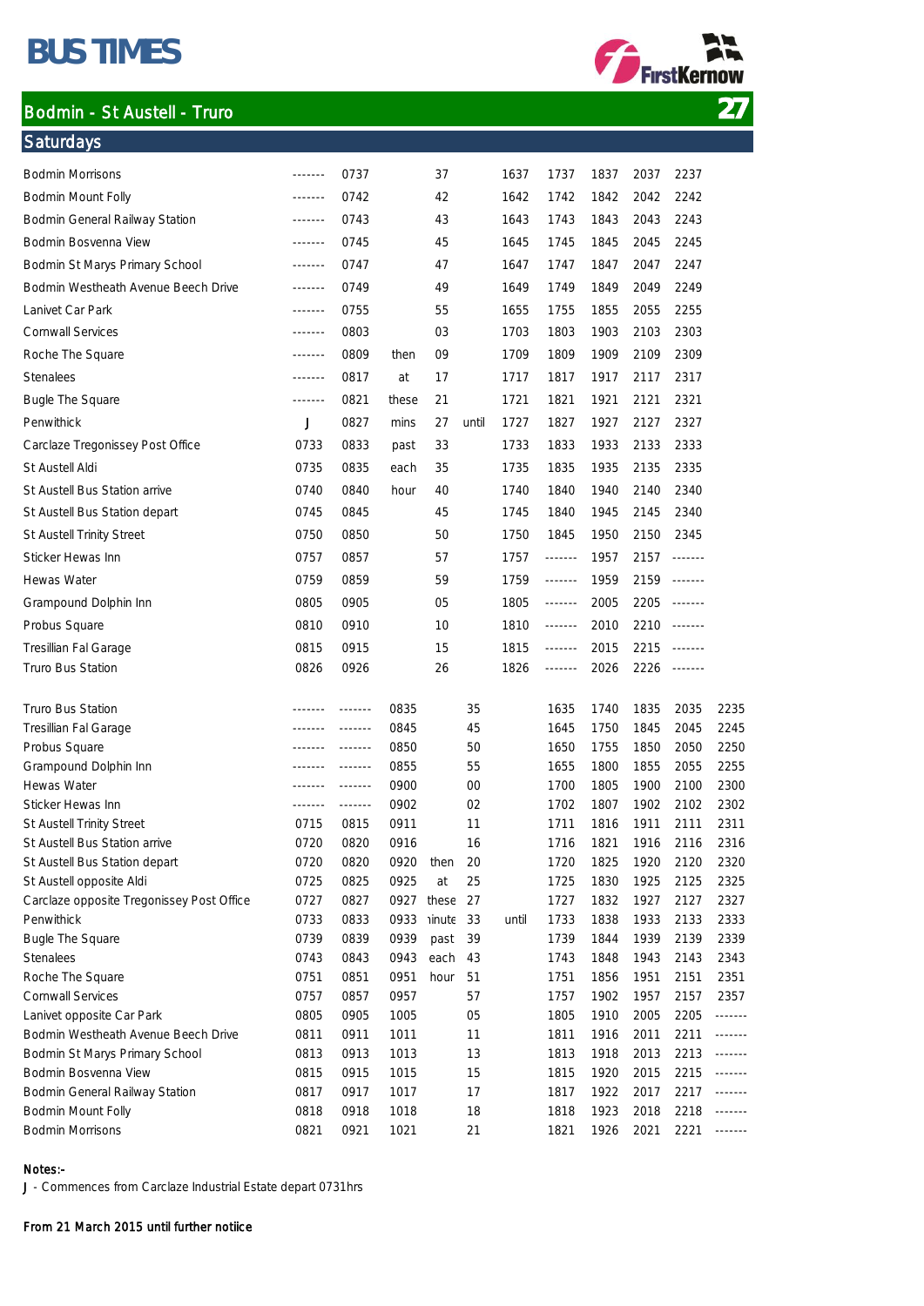# BUS TIMES

FirstKernow

## Bodmin - St Austell - Truro 27

### Saturdays

| Stop | | | | | | | | | | |
|---|---|---|---|---|---|---|---|---|---|---|
| Bodmin Morrisons | ------- | 0737 | | 37 | | 1637 | 1737 | 1837 | 2037 | 2237 |
| Bodmin Mount Folly | ------- | 0742 | | 42 | | 1642 | 1742 | 1842 | 2042 | 2242 |
| Bodmin General Railway Station | ------- | 0743 | | 43 | | 1643 | 1743 | 1843 | 2043 | 2243 |
| Bodmin Bosvenna View | ------- | 0745 | | 45 | | 1645 | 1745 | 1845 | 2045 | 2245 |
| Bodmin St Marys Primary School | ------- | 0747 | | 47 | | 1647 | 1747 | 1847 | 2047 | 2247 |
| Bodmin Westheath Avenue Beech Drive | ------- | 0749 | | 49 | | 1649 | 1749 | 1849 | 2049 | 2249 |
| Lanivet Car Park | ------- | 0755 | | 55 | | 1655 | 1755 | 1855 | 2055 | 2255 |
| Cornwall Services | ------- | 0803 | | 03 | | 1703 | 1803 | 1903 | 2103 | 2303 |
| Roche The Square | ------- | 0809 | then | 09 | | 1709 | 1809 | 1909 | 2109 | 2309 |
| Stenalees | ------- | 0817 | at | 17 | | 1717 | 1817 | 1917 | 2117 | 2317 |
| Bugle The Square | ------- | 0821 | these | 21 | | 1721 | 1821 | 1921 | 2121 | 2321 |
| Penwithick | J | 0827 | mins | 27 | until | 1727 | 1827 | 1927 | 2127 | 2327 |
| Carclaze Tregonissey Post Office | 0733 | 0833 | past | 33 | | 1733 | 1833 | 1933 | 2133 | 2333 |
| St Austell Aldi | 0735 | 0835 | each | 35 | | 1735 | 1835 | 1935 | 2135 | 2335 |
| St Austell Bus Station arrive | 0740 | 0840 | hour | 40 | | 1740 | 1840 | 1940 | 2140 | 2340 |
| St Austell Bus Station depart | 0745 | 0845 | | 45 | | 1745 | 1840 | 1945 | 2145 | 2340 |
| St Austell Trinity Street | 0750 | 0850 | | 50 | | 1750 | 1845 | 1950 | 2150 | 2345 |
| Sticker Hewas Inn | 0757 | 0857 | | 57 | | 1757 | ------- | 1957 | 2157 | ------- |
| Hewas Water | 0759 | 0859 | | 59 | | 1759 | ------- | 1959 | 2159 | ------- |
| Grampound Dolphin Inn | 0805 | 0905 | | 05 | | 1805 | ------- | 2005 | 2205 | ------- |
| Probus Square | 0810 | 0910 | | 10 | | 1810 | ------- | 2010 | 2210 | ------- |
| Tresillian Fal Garage | 0815 | 0915 | | 15 | | 1815 | ------- | 2015 | 2215 | ------- |
| Truro Bus Station | 0826 | 0926 | | 26 | | 1826 | ------- | 2026 | 2226 | ------- |

| Stop | | | | | | | | | | | |
|---|---|---|---|---|---|---|---|---|---|---|---|
| Truro Bus Station | ------- | ------- | 0835 | | 35 | | 1635 | 1740 | 1835 | 2035 | 2235 |
| Tresillian Fal Garage | ------- | ------- | 0845 | | 45 | | 1645 | 1750 | 1845 | 2045 | 2245 |
| Probus Square | ------- | ------- | 0850 | | 50 | | 1650 | 1755 | 1850 | 2050 | 2250 |
| Grampound Dolphin Inn | ------- | ------- | 0855 | | 55 | | 1655 | 1800 | 1855 | 2055 | 2255 |
| Hewas Water | ------- | ------- | 0900 | | 00 | | 1700 | 1805 | 1900 | 2100 | 2300 |
| Sticker Hewas Inn | ------- | ------- | 0902 | | 02 | | 1702 | 1807 | 1902 | 2102 | 2302 |
| St Austell Trinity Street | 0715 | 0815 | 0911 | | 11 | | 1711 | 1816 | 1911 | 2111 | 2311 |
| St Austell Bus Station arrive | 0720 | 0820 | 0916 | | 16 | | 1716 | 1821 | 1916 | 2116 | 2316 |
| St Austell Bus Station depart | 0720 | 0820 | 0920 | then | 20 | | 1720 | 1825 | 1920 | 2120 | 2320 |
| St Austell opposite Aldi | 0725 | 0825 | 0925 | at | 25 | | 1725 | 1830 | 1925 | 2125 | 2325 |
| Carclaze opposite Tregonissey Post Office | 0727 | 0827 | 0927 | these | 27 | | 1727 | 1832 | 1927 | 2127 | 2327 |
| Penwithick | 0733 | 0833 | 0933 | minute | 33 | until | 1733 | 1838 | 1933 | 2133 | 2333 |
| Bugle The Square | 0739 | 0839 | 0939 | past | 39 | | 1739 | 1844 | 1939 | 2139 | 2339 |
| Stenalees | 0743 | 0843 | 0943 | each | 43 | | 1743 | 1848 | 1943 | 2143 | 2343 |
| Roche The Square | 0751 | 0851 | 0951 | hour | 51 | | 1751 | 1856 | 1951 | 2151 | 2351 |
| Cornwall Services | 0757 | 0857 | 0957 | | 57 | | 1757 | 1902 | 1957 | 2157 | 2357 |
| Lanivet opposite Car Park | 0805 | 0905 | 1005 | | 05 | | 1805 | 1910 | 2005 | 2205 | ------- |
| Bodmin Westheath Avenue Beech Drive | 0811 | 0911 | 1011 | | 11 | | 1811 | 1916 | 2011 | 2211 | ------- |
| Bodmin St Marys Primary School | 0813 | 0913 | 1013 | | 13 | | 1813 | 1918 | 2013 | 2213 | ------- |
| Bodmin Bosvenna View | 0815 | 0915 | 1015 | | 15 | | 1815 | 1920 | 2015 | 2215 | ------- |
| Bodmin General Railway Station | 0817 | 0917 | 1017 | | 17 | | 1817 | 1922 | 2017 | 2217 | ------- |
| Bodmin Mount Folly | 0818 | 0918 | 1018 | | 18 | | 1818 | 1923 | 2018 | 2218 | ------- |
| Bodmin Morrisons | 0821 | 0921 | 1021 | | 21 | | 1821 | 1926 | 2021 | 2221 | ------- |

**Notes:-**

J - Commences from Carclaze Industrial Estate depart 0731hrs

**From 21 March 2015 until further notiice**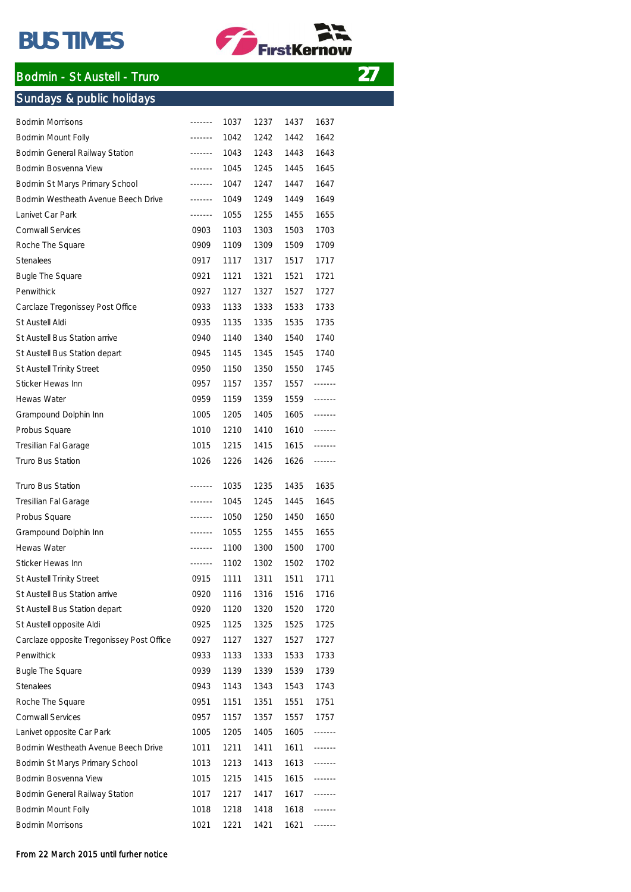# BUS TIMES

FirstKernow

## Bodmin - St Austell - Truro

**27**

### Sundays & public holidays

| | | | | | |
|---|---|---|---|---|---|
| Bodmin Morrisons | ------- | 1037 | 1237 | 1437 | 1637 |
| Bodmin Mount Folly | ------- | 1042 | 1242 | 1442 | 1642 |
| Bodmin General Railway Station | ------- | 1043 | 1243 | 1443 | 1643 |
| Bodmin Bosvenna View | ------- | 1045 | 1245 | 1445 | 1645 |
| Bodmin St Marys Primary School | ------- | 1047 | 1247 | 1447 | 1647 |
| Bodmin Westheath Avenue Beech Drive | ------- | 1049 | 1249 | 1449 | 1649 |
| Lanivet Car Park | ------- | 1055 | 1255 | 1455 | 1655 |
| Cornwall Services | 0903 | 1103 | 1303 | 1503 | 1703 |
| Roche The Square | 0909 | 1109 | 1309 | 1509 | 1709 |
| Stenalees | 0917 | 1117 | 1317 | 1517 | 1717 |
| Bugle The Square | 0921 | 1121 | 1321 | 1521 | 1721 |
| Penwithick | 0927 | 1127 | 1327 | 1527 | 1727 |
| Carclaze Tregonissey Post Office | 0933 | 1133 | 1333 | 1533 | 1733 |
| St Austell Aldi | 0935 | 1135 | 1335 | 1535 | 1735 |
| St Austell Bus Station arrive | 0940 | 1140 | 1340 | 1540 | 1740 |
| St Austell Bus Station depart | 0945 | 1145 | 1345 | 1545 | 1740 |
| St Austell Trinity Street | 0950 | 1150 | 1350 | 1550 | 1745 |
| Sticker Hewas Inn | 0957 | 1157 | 1357 | 1557 | ------- |
| Hewas Water | 0959 | 1159 | 1359 | 1559 | ------- |
| Grampound Dolphin Inn | 1005 | 1205 | 1405 | 1605 | ------- |
| Probus Square | 1010 | 1210 | 1410 | 1610 | ------- |
| Tresillian Fal Garage | 1015 | 1215 | 1415 | 1615 | ------- |
| Truro Bus Station | 1026 | 1226 | 1426 | 1626 | ------- |

| | | | | | |
|---|---|---|---|---|---|
| Truro Bus Station | ------- | 1035 | 1235 | 1435 | 1635 |
| Tresillian Fal Garage | ------- | 1045 | 1245 | 1445 | 1645 |
| Probus Square | ------- | 1050 | 1250 | 1450 | 1650 |
| Grampound Dolphin Inn | ------- | 1055 | 1255 | 1455 | 1655 |
| Hewas Water | ------- | 1100 | 1300 | 1500 | 1700 |
| Sticker Hewas Inn | ------- | 1102 | 1302 | 1502 | 1702 |
| St Austell Trinity Street | 0915 | 1111 | 1311 | 1511 | 1711 |
| St Austell Bus Station arrive | 0920 | 1116 | 1316 | 1516 | 1716 |
| St Austell Bus Station depart | 0920 | 1120 | 1320 | 1520 | 1720 |
| St Austell opposite Aldi | 0925 | 1125 | 1325 | 1525 | 1725 |
| Carclaze opposite Tregonissey Post Office | 0927 | 1127 | 1327 | 1527 | 1727 |
| Penwithick | 0933 | 1133 | 1333 | 1533 | 1733 |
| Bugle The Square | 0939 | 1139 | 1339 | 1539 | 1739 |
| Stenalees | 0943 | 1143 | 1343 | 1543 | 1743 |
| Roche The Square | 0951 | 1151 | 1351 | 1551 | 1751 |
| Cornwall Services | 0957 | 1157 | 1357 | 1557 | 1757 |
| Lanivet opposite Car Park | 1005 | 1205 | 1405 | 1605 | ------- |
| Bodmin Westheath Avenue Beech Drive | 1011 | 1211 | 1411 | 1611 | ------- |
| Bodmin St Marys Primary School | 1013 | 1213 | 1413 | 1613 | ------- |
| Bodmin Bosvenna View | 1015 | 1215 | 1415 | 1615 | ------- |
| Bodmin General Railway Station | 1017 | 1217 | 1417 | 1617 | ------- |
| Bodmin Mount Folly | 1018 | 1218 | 1418 | 1618 | ------- |
| Bodmin Morrisons | 1021 | 1221 | 1421 | 1621 | ------- |

From 22 March 2015 until furher notice